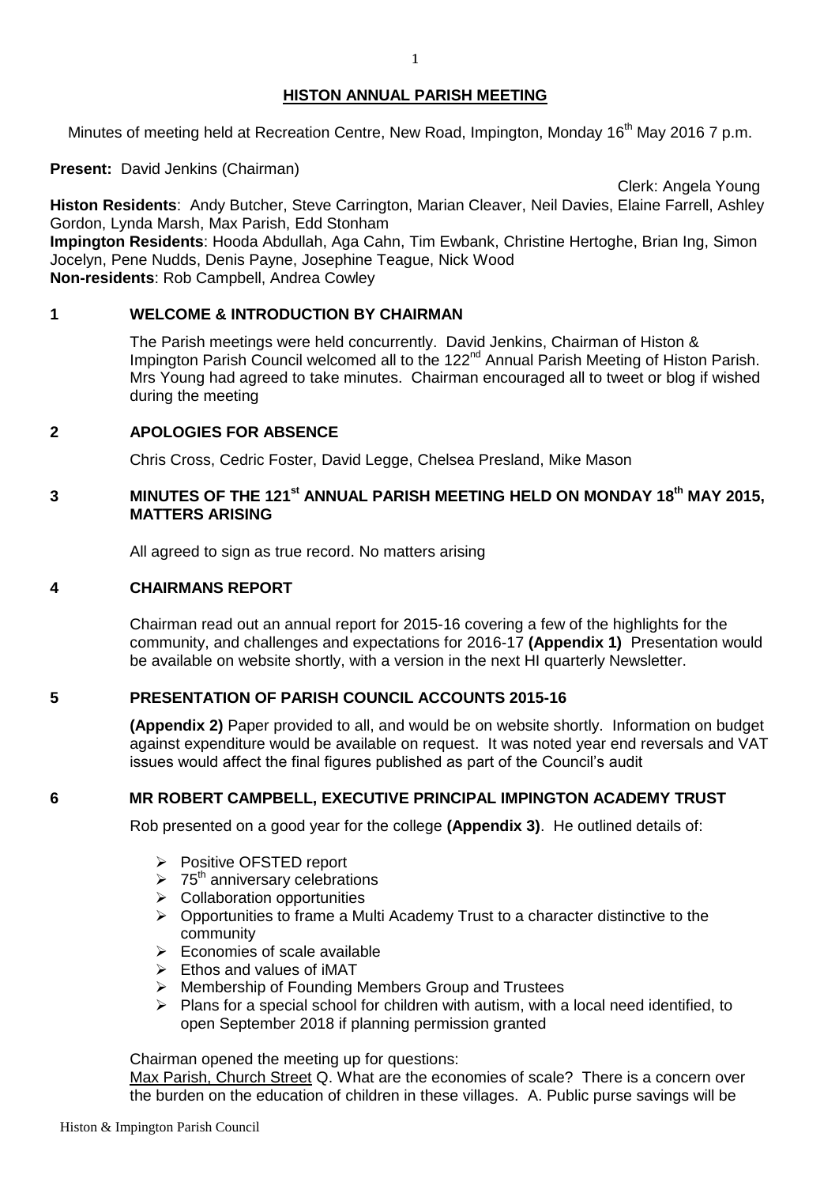# HISTON ANNUAL PARISH MEETING

Minutes of meeting held at Recreation Centre, New Road, Impington, Monday 16th May 2016 7 p.m.

**Present:** David Jenkins (Chairman)

Clerk: Angela Young

**Histon Residents**: Andy Butcher, Steve Carrington, Marian Cleaver, Neil Davies, Elaine Farrell, Ashley Gordon, Lynda Marsh, Max Parish, Edd Stonham

**Impington Residents**: Hooda Abdullah, Aga Cahn, Tim Ewbank, Christine Hertoghe, Brian Ing, Simon Jocelyn, Pene Nudds, Denis Payne, Josephine Teague, Nick Wood

**Non-residents**: Rob Campbell, Andrea Cowley

## 1 WELCOME & INTRODUCTION BY CHAIRMAN

The Parish meetings were held concurrently. David Jenkins, Chairman of Histon & Impington Parish Council welcomed all to the 122nd Annual Parish Meeting of Histon Parish. Mrs Young had agreed to take minutes. Chairman encouraged all to tweet or blog if wished during the meeting

## 2 APOLOGIES FOR ABSENCE

Chris Cross, Cedric Foster, David Legge, Chelsea Presland, Mike Mason

## 3 MINUTES OF THE 121st ANNUAL PARISH MEETING HELD ON MONDAY 18th MAY 2015, MATTERS ARISING

All agreed to sign as true record. No matters arising

## 4 CHAIRMANS REPORT

Chairman read out an annual report for 2015-16 covering a few of the highlights for the community, and challenges and expectations for 2016-17 **(Appendix 1)** Presentation would be available on website shortly, with a version in the next HI quarterly Newsletter.

## 5 PRESENTATION OF PARISH COUNCIL ACCOUNTS 2015-16

**(Appendix 2)** Paper provided to all, and would be on website shortly. Information on budget against expenditure would be available on request. It was noted year end reversals and VAT issues would affect the final figures published as part of the Council's audit

## 6 MR ROBERT CAMPBELL, EXECUTIVE PRINCIPAL IMPINGTON ACADEMY TRUST

Rob presented on a good year for the college **(Appendix 3)**. He outlined details of:

- Positive OFSTED report
- 75th anniversary celebrations
- Collaboration opportunities
- Opportunities to frame a Multi Academy Trust to a character distinctive to the community
- Economies of scale available
- Ethos and values of iMAT
- Membership of Founding Members Group and Trustees
- Plans for a special school for children with autism, with a local need identified, to open September 2018 if planning permission granted

Chairman opened the meeting up for questions:

Max Parish, Church Street Q. What are the economies of scale? There is a concern over the burden on the education of children in these villages. A. Public purse savings will be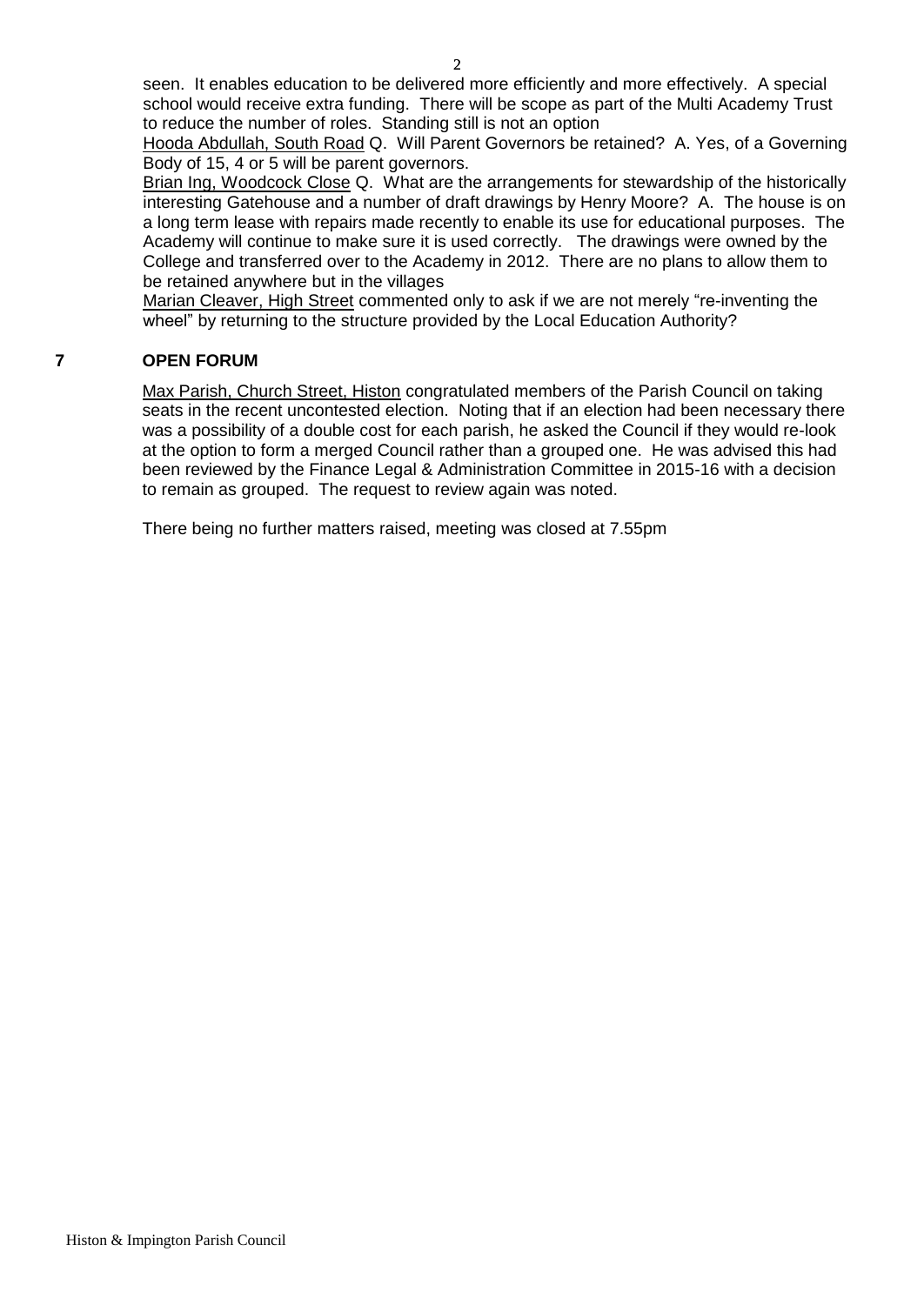seen. It enables education to be delivered more efficiently and more effectively. A special school would receive extra funding. There will be scope as part of the Multi Academy Trust to reduce the number of roles. Standing still is not an option

Hooda Abdullah, South Road Q. Will Parent Governors be retained? A. Yes, of a Governing Body of 15, 4 or 5 will be parent governors.

Brian Ing, Woodcock Close Q. What are the arrangements for stewardship of the historically interesting Gatehouse and a number of draft drawings by Henry Moore? A. The house is on a long term lease with repairs made recently to enable its use for educational purposes. The Academy will continue to make sure it is used correctly. The drawings were owned by the College and transferred over to the Academy in 2012. There are no plans to allow them to be retained anywhere but in the villages

Marian Cleaver, High Street commented only to ask if we are not merely "re-inventing the wheel" by returning to the structure provided by the Local Education Authority?

## 7 OPEN FORUM

Max Parish, Church Street, Histon congratulated members of the Parish Council on taking seats in the recent uncontested election. Noting that if an election had been necessary there was a possibility of a double cost for each parish, he asked the Council if they would re-look at the option to form a merged Council rather than a grouped one. He was advised this had been reviewed by the Finance Legal & Administration Committee in 2015-16 with a decision to remain as grouped. The request to review again was noted.

There being no further matters raised, meeting was closed at 7.55pm